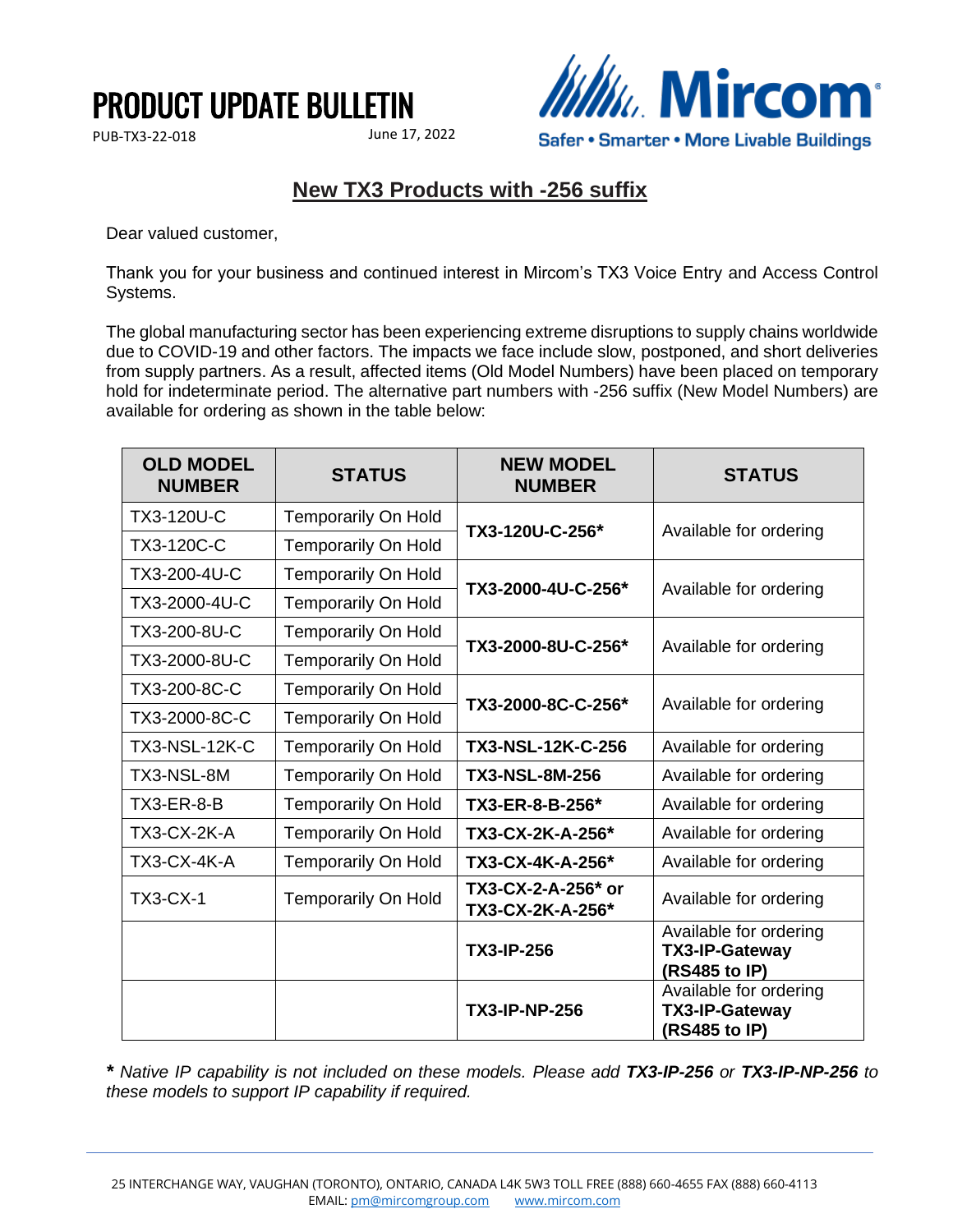# PRODUCT UPDATE BULLETIN

PUB-TX3-22-018

June 17, 2022

Mircom
Safer • Smarter • More Livable Buildings

## New TX3 Products with -256 suffix

Dear valued customer,

Thank you for your business and continued interest in Mircom's TX3 Voice Entry and Access Control Systems.

The global manufacturing sector has been experiencing extreme disruptions to supply chains worldwide due to COVID-19 and other factors. The impacts we face include slow, postponed, and short deliveries from supply partners. As a result, affected items (Old Model Numbers) have been placed on temporary hold for indeterminate period. The alternative part numbers with -256 suffix (New Model Numbers) are available for ordering as shown in the table below:

| OLD MODEL NUMBER | STATUS | NEW MODEL NUMBER | STATUS |
|---|---|---|---|
| TX3-120U-C | Temporarily On Hold | **TX3-120U-C-256*** | Available for ordering |
| TX3-120C-C | Temporarily On Hold | | |
| TX3-200-4U-C | Temporarily On Hold | **TX3-2000-4U-C-256*** | Available for ordering |
| TX3-2000-4U-C | Temporarily On Hold | | |
| TX3-200-8U-C | Temporarily On Hold | **TX3-2000-8U-C-256*** | Available for ordering |
| TX3-2000-8U-C | Temporarily On Hold | | |
| TX3-200-8C-C | Temporarily On Hold | **TX3-2000-8C-C-256*** | Available for ordering |
| TX3-2000-8C-C | Temporarily On Hold | | |
| TX3-NSL-12K-C | Temporarily On Hold | **TX3-NSL-12K-C-256** | Available for ordering |
| TX3-NSL-8M | Temporarily On Hold | **TX3-NSL-8M-256** | Available for ordering |
| TX3-ER-8-B | Temporarily On Hold | **TX3-ER-8-B-256*** | Available for ordering |
| TX3-CX-2K-A | Temporarily On Hold | **TX3-CX-2K-A-256*** | Available for ordering |
| TX3-CX-4K-A | Temporarily On Hold | **TX3-CX-4K-A-256*** | Available for ordering |
| TX3-CX-1 | Temporarily On Hold | **TX3-CX-2-A-256* or TX3-CX-2K-A-256*** | Available for ordering |
| | | **TX3-IP-256** | Available for ordering **TX3-IP-Gateway (RS485 to IP)** |
| | | **TX3-IP-NP-256** | Available for ordering **TX3-IP-Gateway (RS485 to IP)** |

***** *Native IP capability is not included on these models. Please add **TX3-IP-256** or **TX3-IP-NP-256** to these models to support IP capability if required.*

25 INTERCHANGE WAY, VAUGHAN (TORONTO), ONTARIO, CANADA L4K 5W3 TOLL FREE (888) 660-4655 FAX (888) 660-4113
EMAIL: pm@mircomgroup.com www.mircom.com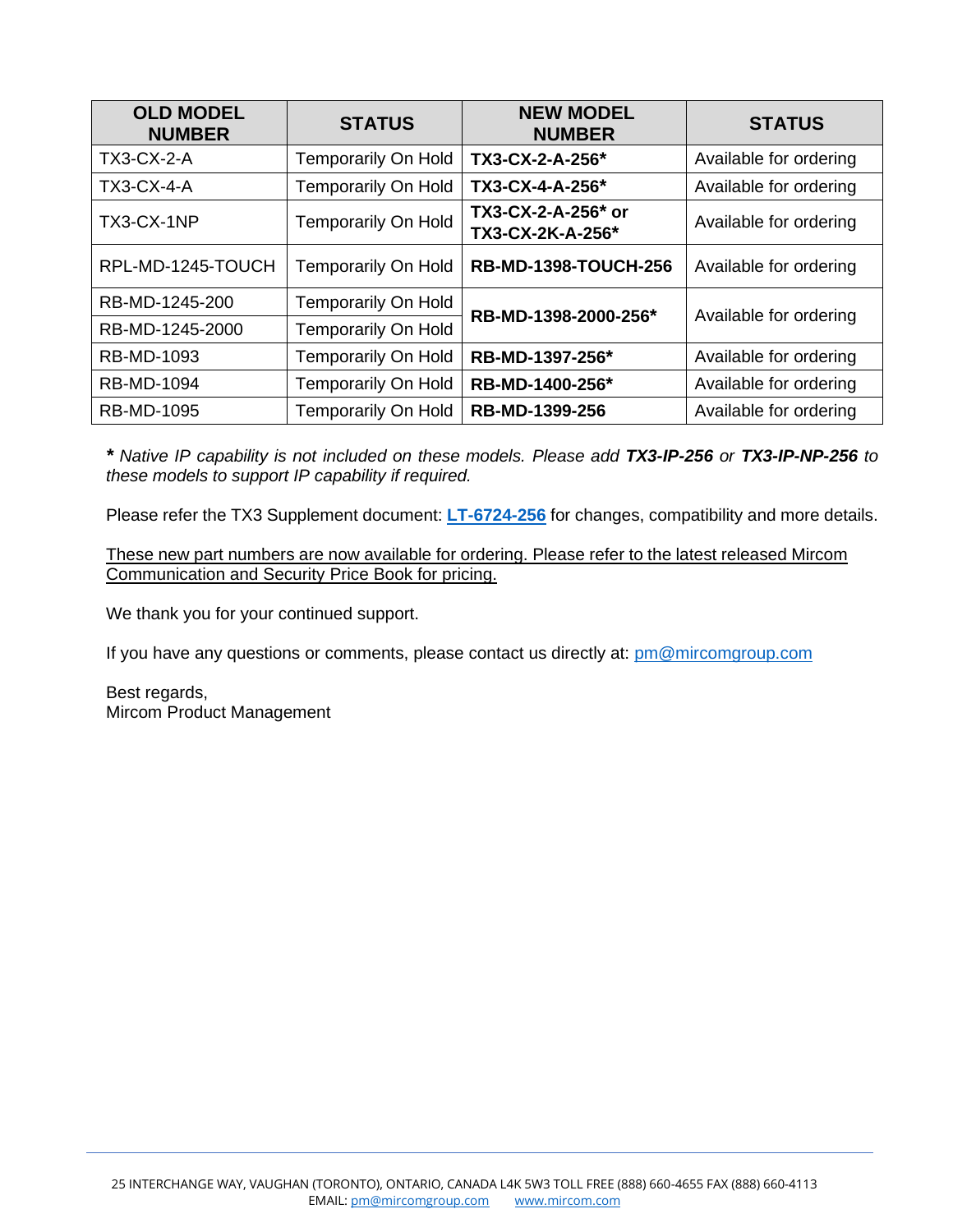| OLD MODEL NUMBER | STATUS | NEW MODEL NUMBER | STATUS |
| --- | --- | --- | --- |
| TX3-CX-2-A | Temporarily On Hold | **TX3-CX-2-A-256*** | Available for ordering |
| TX3-CX-4-A | Temporarily On Hold | **TX3-CX-4-A-256*** | Available for ordering |
| TX3-CX-1NP | Temporarily On Hold | **TX3-CX-2-A-256* or TX3-CX-2K-A-256*** | Available for ordering |
| RPL-MD-1245-TOUCH | Temporarily On Hold | **RB-MD-1398-TOUCH-256** | Available for ordering |
| RB-MD-1245-200 | Temporarily On Hold | **RB-MD-1398-2000-256*** | Available for ordering |
| RB-MD-1245-2000 | Temporarily On Hold | | |
| RB-MD-1093 | Temporarily On Hold | **RB-MD-1397-256*** | Available for ordering |
| RB-MD-1094 | Temporarily On Hold | **RB-MD-1400-256*** | Available for ordering |
| RB-MD-1095 | Temporarily On Hold | **RB-MD-1399-256** | Available for ordering |

***** *Native IP capability is not included on these models. Please add **TX3-IP-256** or **TX3-IP-NP-256** to these models to support IP capability if required.*

Please refer the TX3 Supplement document: **LT-6724-256** for changes, compatibility and more details.

These new part numbers are now available for ordering. Please refer to the latest released Mircom Communication and Security Price Book for pricing.

We thank you for your continued support.

If you have any questions or comments, please contact us directly at: pm@mircomgroup.com

Best regards,
Mircom Product Management

25 INTERCHANGE WAY, VAUGHAN (TORONTO), ONTARIO, CANADA L4K 5W3 TOLL FREE (888) 660-4655 FAX (888) 660-4113
EMAIL: pm@mircomgroup.com www.mircom.com